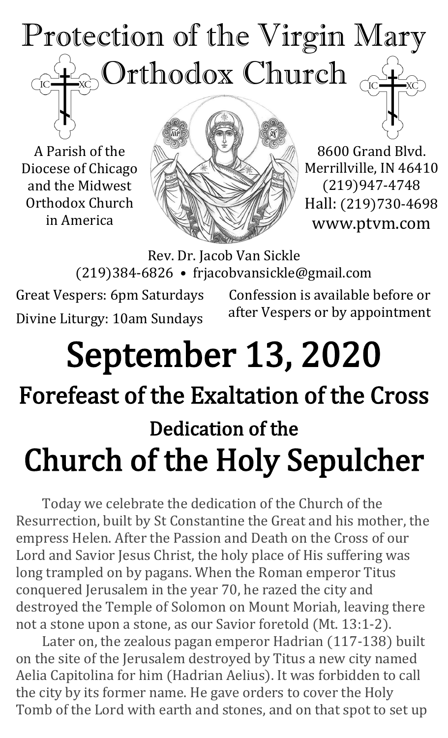# Protection of the Virgin Mary Orthodox Church

A Parish of the Diocese of Chicago and the Midwest Orthodox Church in America

8600 Grand Blvd.
Merrillville, IN 46410
(219)947-4748
Hall: (219)730-4698
www.ptvm.com

Rev. Dr. Jacob Van Sickle
(219)384-6826 • frjacobvansickle@gmail.com

Great Vespers: 6pm Saturdays
Divine Liturgy: 10am Sundays

Confession is available before or after Vespers or by appointment

# September 13, 2020

## Forefeast of the Exaltation of the Cross

### Dedication of the

# Church of the Holy Sepulcher

Today we celebrate the dedication of the Church of the Resurrection, built by St Constantine the Great and his mother, the empress Helen. After the Passion and Death on the Cross of our Lord and Savior Jesus Christ, the holy place of His suffering was long trampled on by pagans. When the Roman emperor Titus conquered Jerusalem in the year 70, he razed the city and destroyed the Temple of Solomon on Mount Moriah, leaving there not a stone upon a stone, as our Savior foretold (Mt. 13:1-2).

Later on, the zealous pagan emperor Hadrian (117-138) built on the site of the Jerusalem destroyed by Titus a new city named Aelia Capitolina for him (Hadrian Aelius). It was forbidden to call the city by its former name. He gave orders to cover the Holy Tomb of the Lord with earth and stones, and on that spot to set up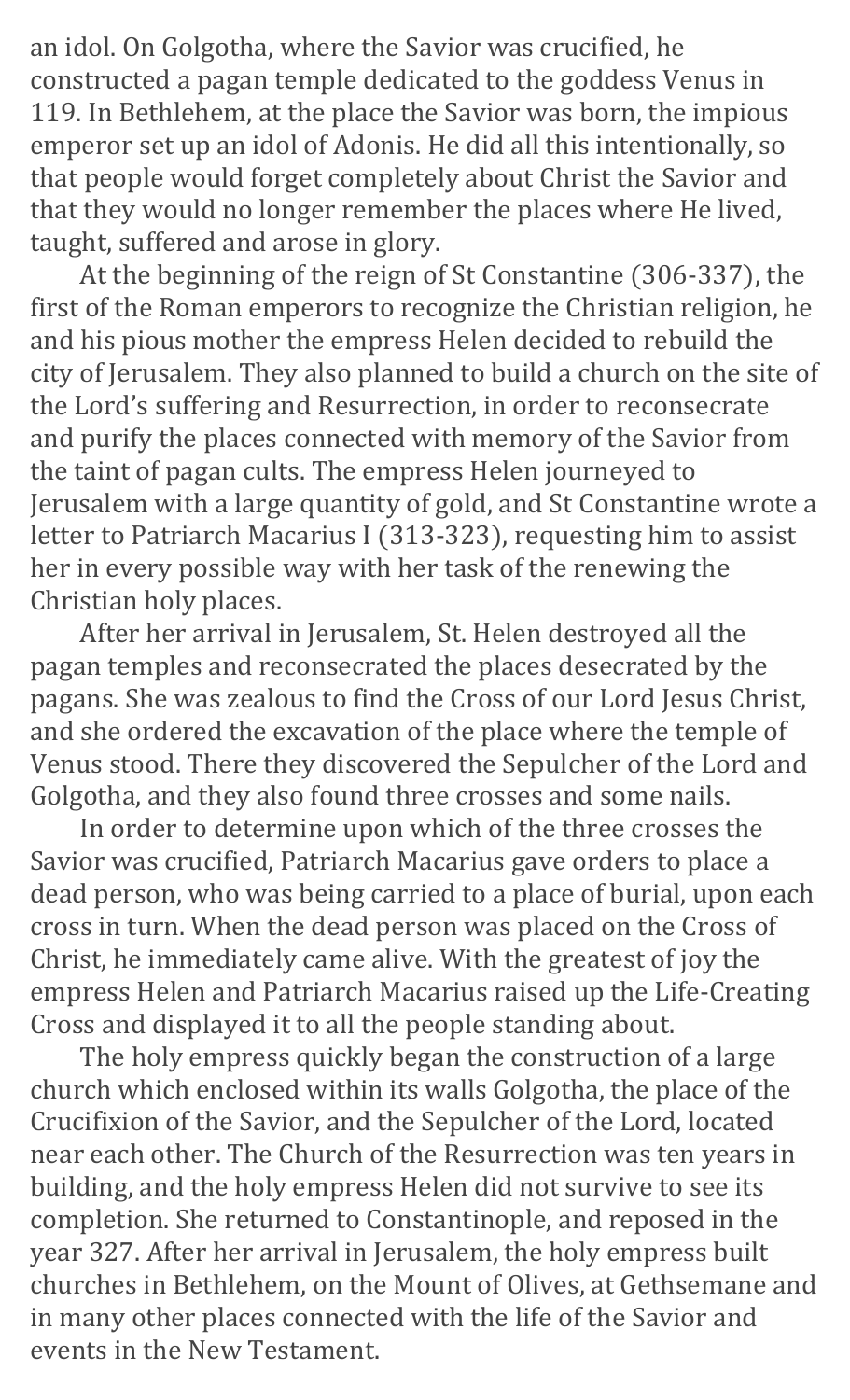an idol. On Golgotha, where the Savior was crucified, he constructed a pagan temple dedicated to the goddess Venus in 119. In Bethlehem, at the place the Savior was born, the impious emperor set up an idol of Adonis. He did all this intentionally, so that people would forget completely about Christ the Savior and that they would no longer remember the places where He lived, taught, suffered and arose in glory.

At the beginning of the reign of St Constantine (306-337), the first of the Roman emperors to recognize the Christian religion, he and his pious mother the empress Helen decided to rebuild the city of Jerusalem. They also planned to build a church on the site of the Lord's suffering and Resurrection, in order to reconsecrate and purify the places connected with memory of the Savior from the taint of pagan cults. The empress Helen journeyed to Jerusalem with a large quantity of gold, and St Constantine wrote a letter to Patriarch Macarius I (313-323), requesting him to assist her in every possible way with her task of the renewing the Christian holy places.

After her arrival in Jerusalem, St. Helen destroyed all the pagan temples and reconsecrated the places desecrated by the pagans. She was zealous to find the Cross of our Lord Jesus Christ, and she ordered the excavation of the place where the temple of Venus stood. There they discovered the Sepulcher of the Lord and Golgotha, and they also found three crosses and some nails.

In order to determine upon which of the three crosses the Savior was crucified, Patriarch Macarius gave orders to place a dead person, who was being carried to a place of burial, upon each cross in turn. When the dead person was placed on the Cross of Christ, he immediately came alive. With the greatest of joy the empress Helen and Patriarch Macarius raised up the Life-Creating Cross and displayed it to all the people standing about.

The holy empress quickly began the construction of a large church which enclosed within its walls Golgotha, the place of the Crucifixion of the Savior, and the Sepulcher of the Lord, located near each other. The Church of the Resurrection was ten years in building, and the holy empress Helen did not survive to see its completion. She returned to Constantinople, and reposed in the year 327. After her arrival in Jerusalem, the holy empress built churches in Bethlehem, on the Mount of Olives, at Gethsemane and in many other places connected with the life of the Savior and events in the New Testament.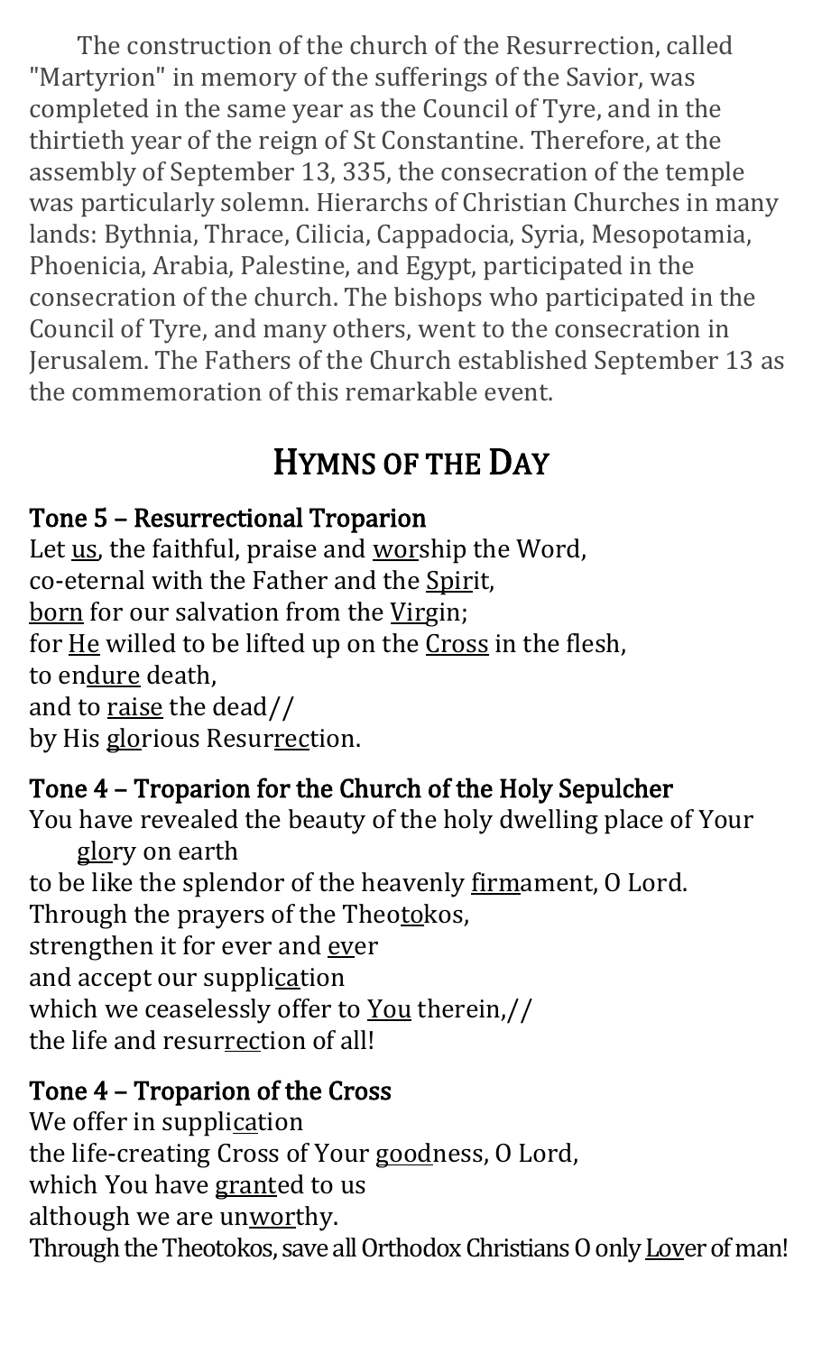The construction of the church of the Resurrection, called "Martyrion" in memory of the sufferings of the Savior, was completed in the same year as the Council of Tyre, and in the thirtieth year of the reign of St Constantine. Therefore, at the assembly of September 13, 335, the consecration of the temple was particularly solemn. Hierarchs of Christian Churches in many lands: Bythnia, Thrace, Cilicia, Cappadocia, Syria, Mesopotamia, Phoenicia, Arabia, Palestine, and Egypt, participated in the consecration of the church. The bishops who participated in the Council of Tyre, and many others, went to the consecration in Jerusalem. The Fathers of the Church established September 13 as the commemoration of this remarkable event.

## HYMNS OF THE DAY

### Tone 5 – Resurrectional Troparion

Let us, the faithful, praise and worship the Word,
co-eternal with the Father and the Spirit,
born for our salvation from the Virgin;
for He willed to be lifted up on the Cross in the flesh,
to endure death,
and to raise the dead//
by His glorious Resurrection.

### Tone 4 – Troparion for the Church of the Holy Sepulcher

You have revealed the beauty of the holy dwelling place of Your glory on earth
to be like the splendor of the heavenly firmament, O Lord.
Through the prayers of the Theotokos,
strengthen it for ever and ever
and accept our supplication
which we ceaselessly offer to You therein,//
the life and resurrection of all!

### Tone 4 – Troparion of the Cross

We offer in supplication
the life-creating Cross of Your goodness, O Lord,
which You have granted to us
although we are unworthy.
Through the Theotokos, save all Orthodox Christians O only Lover of man!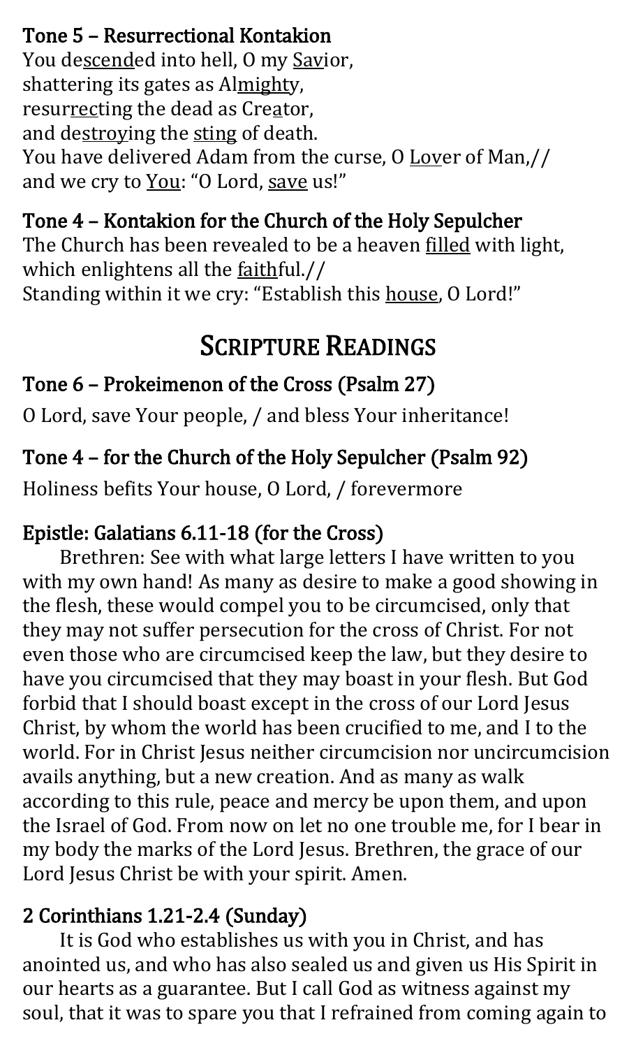### Tone 5 – Resurrectional Kontakion

You de<u>scend</u>ed into hell, O my <u>Sav</u>ior,
shattering its gates as Al<u>might</u>y,
resur<u>rect</u>ing the dead as Cre<u>a</u>tor,
and de<u>stroy</u>ing the <u>sting</u> of death.
You have delivered Adam from the curse, O <u>Lov</u>er of Man,//
and we cry to <u>You</u>: "O Lord, <u>save</u> us!"

### Tone 4 – Kontakion for the Church of the Holy Sepulcher

The Church has been revealed to be a heaven <u>filled</u> with light,
which enlightens all the <u>faith</u>ful.//
Standing within it we cry: "Establish this <u>house</u>, O Lord!"

# Scripture Readings

### Tone 6 – Prokeimenon of the Cross (Psalm 27)

O Lord, save Your people, / and bless Your inheritance!

### Tone 4 – for the Church of the Holy Sepulcher (Psalm 92)

Holiness befits Your house, O Lord, / forevermore

### Epistle: Galatians 6.11-18 (for the Cross)

Brethren: See with what large letters I have written to you with my own hand! As many as desire to make a good showing in the flesh, these would compel you to be circumcised, only that they may not suffer persecution for the cross of Christ. For not even those who are circumcised keep the law, but they desire to have you circumcised that they may boast in your flesh. But God forbid that I should boast except in the cross of our Lord Jesus Christ, by whom the world has been crucified to me, and I to the world. For in Christ Jesus neither circumcision nor uncircumcision avails anything, but a new creation. And as many as walk according to this rule, peace and mercy be upon them, and upon the Israel of God. From now on let no one trouble me, for I bear in my body the marks of the Lord Jesus. Brethren, the grace of our Lord Jesus Christ be with your spirit. Amen.

### 2 Corinthians 1.21-2.4 (Sunday)

It is God who establishes us with you in Christ, and has anointed us, and who has also sealed us and given us His Spirit in our hearts as a guarantee. But I call God as witness against my soul, that it was to spare you that I refrained from coming again to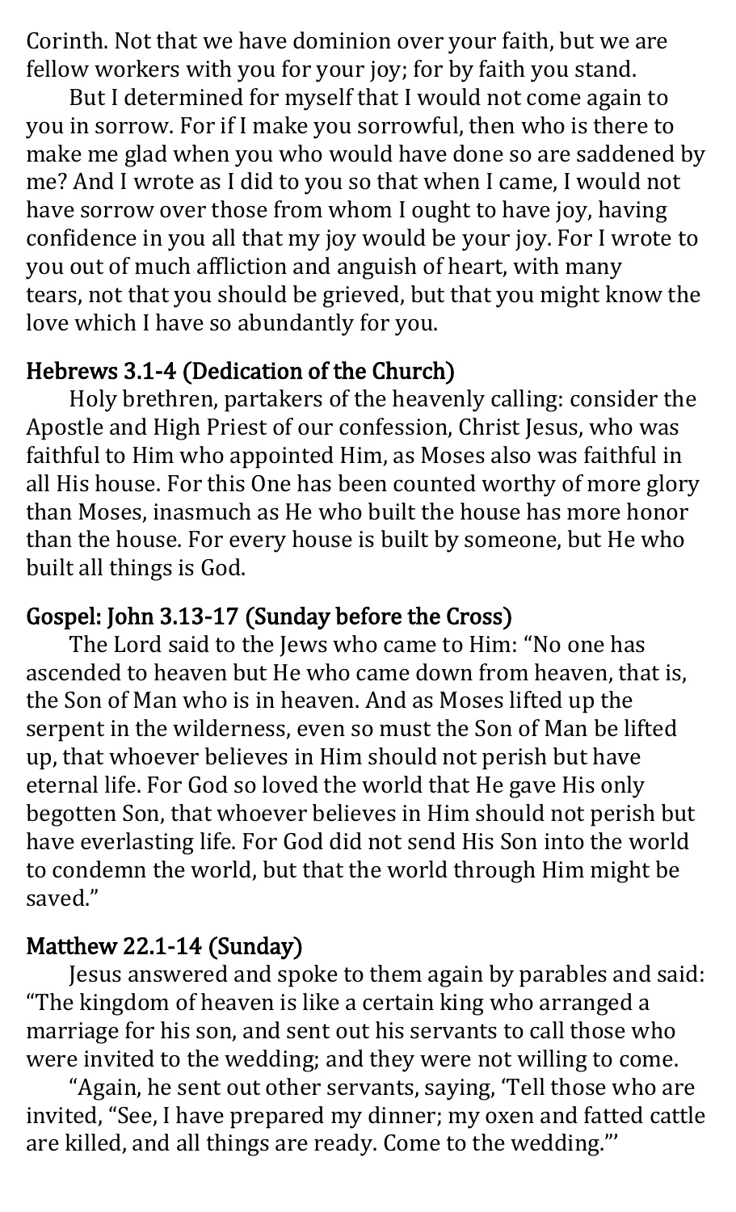Corinth. Not that we have dominion over your faith, but we are fellow workers with you for your joy; for by faith you stand.

But I determined for myself that I would not come again to you in sorrow. For if I make you sorrowful, then who is there to make me glad when you who would have done so are saddened by me? And I wrote as I did to you so that when I came, I would not have sorrow over those from whom I ought to have joy, having confidence in you all that my joy would be your joy. For I wrote to you out of much affliction and anguish of heart, with many tears, not that you should be grieved, but that you might know the love which I have so abundantly for you.

## Hebrews 3.1-4 (Dedication of the Church)

Holy brethren, partakers of the heavenly calling: consider the Apostle and High Priest of our confession, Christ Jesus, who was faithful to Him who appointed Him, as Moses also was faithful in all His house. For this One has been counted worthy of more glory than Moses, inasmuch as He who built the house has more honor than the house. For every house is built by someone, but He who built all things is God.

## Gospel: John 3.13-17 (Sunday before the Cross)

The Lord said to the Jews who came to Him: "No one has ascended to heaven but He who came down from heaven, that is, the Son of Man who is in heaven. And as Moses lifted up the serpent in the wilderness, even so must the Son of Man be lifted up, that whoever believes in Him should not perish but have eternal life. For God so loved the world that He gave His only begotten Son, that whoever believes in Him should not perish but have everlasting life. For God did not send His Son into the world to condemn the world, but that the world through Him might be saved."

## Matthew 22.1-14 (Sunday)

Jesus answered and spoke to them again by parables and said: "The kingdom of heaven is like a certain king who arranged a marriage for his son, and sent out his servants to call those who were invited to the wedding; and they were not willing to come.

"Again, he sent out other servants, saying, 'Tell those who are invited, "See, I have prepared my dinner; my oxen and fatted cattle are killed, and all things are ready. Come to the wedding."'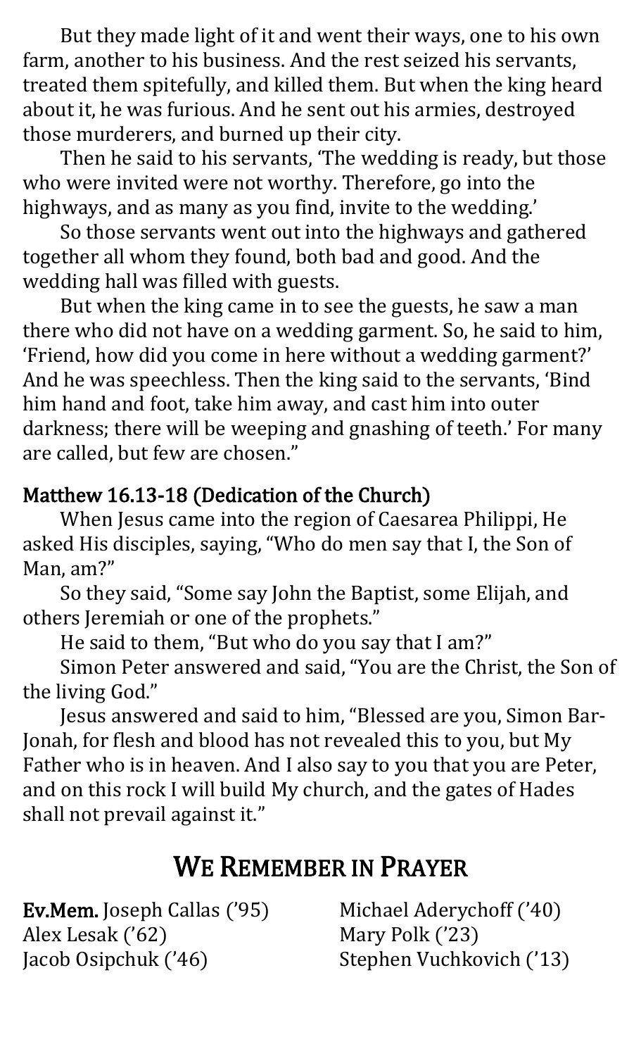But they made light of it and went their ways, one to his own farm, another to his business. And the rest seized his servants, treated them spitefully, and killed them. But when the king heard about it, he was furious. And he sent out his armies, destroyed those murderers, and burned up their city.

Then he said to his servants, 'The wedding is ready, but those who were invited were not worthy. Therefore, go into the highways, and as many as you find, invite to the wedding.'

So those servants went out into the highways and gathered together all whom they found, both bad and good. And the wedding hall was filled with guests.

But when the king came in to see the guests, he saw a man there who did not have on a wedding garment. So, he said to him, 'Friend, how did you come in here without a wedding garment?' And he was speechless. Then the king said to the servants, 'Bind him hand and foot, take him away, and cast him into outer darkness; there will be weeping and gnashing of teeth.' For many are called, but few are chosen."

### Matthew 16.13-18 (Dedication of the Church)

When Jesus came into the region of Caesarea Philippi, He asked His disciples, saying, "Who do men say that I, the Son of Man, am?"

So they said, "Some say John the Baptist, some Elijah, and others Jeremiah or one of the prophets."

He said to them, "But who do you say that I am?"

Simon Peter answered and said, "You are the Christ, the Son of the living God."

Jesus answered and said to him, "Blessed are you, Simon Bar-Jonah, for flesh and blood has not revealed this to you, but My Father who is in heaven. And I also say to you that you are Peter, and on this rock I will build My church, and the gates of Hades shall not prevail against it."

## We Remember in Prayer

**Ev.Mem.** Joseph Callas ('95)
Alex Lesak ('62)
Jacob Osipchuk ('46)
Michael Aderychoff ('40)
Mary Polk ('23)
Stephen Vuchkovich ('13)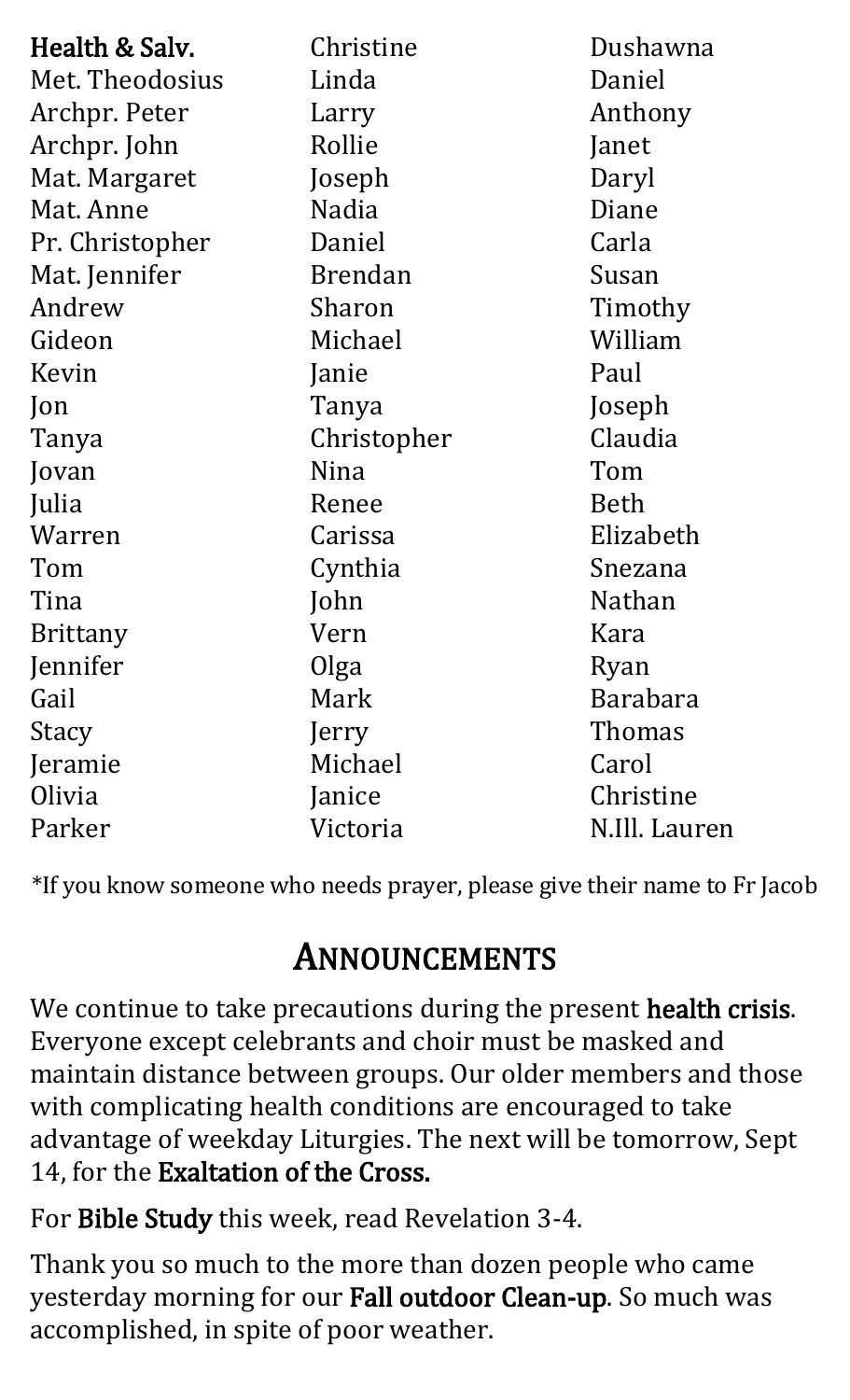**Health & Salv.**
Met. Theodosius
Archpr. Peter
Archpr. John
Mat. Margaret
Mat. Anne
Pr. Christopher
Mat. Jennifer
Andrew
Gideon
Kevin
Jon
Tanya
Jovan
Julia
Warren
Tom
Tina
Brittany
Jennifer
Gail
Stacy
Jeramie
Olivia
Parker
Christine
Linda
Larry
Rollie
Joseph
Nadia
Daniel
Brendan
Sharon
Michael
Janie
Tanya
Christopher
Nina
Renee
Carissa
Cynthia
John
Vern
Olga
Mark
Jerry
Michael
Janice
Victoria
Dushawna
Daniel
Anthony
Janet
Daryl
Diane
Carla
Susan
Timothy
William
Paul
Joseph
Claudia
Tom
Beth
Elizabeth
Snezana
Nathan
Kara
Ryan
Barabara
Thomas
Carol
Christine
N.Ill. Lauren

*If you know someone who needs prayer, please give their name to Fr Jacob

# Announcements

We continue to take precautions during the present **health crisis**. Everyone except celebrants and choir must be masked and maintain distance between groups. Our older members and those with complicating health conditions are encouraged to take advantage of weekday Liturgies. The next will be tomorrow, Sept 14, for the **Exaltation of the Cross.**

For **Bible Study** this week, read Revelation 3-4.

Thank you so much to the more than dozen people who came yesterday morning for our **Fall outdoor Clean-up**. So much was accomplished, in spite of poor weather.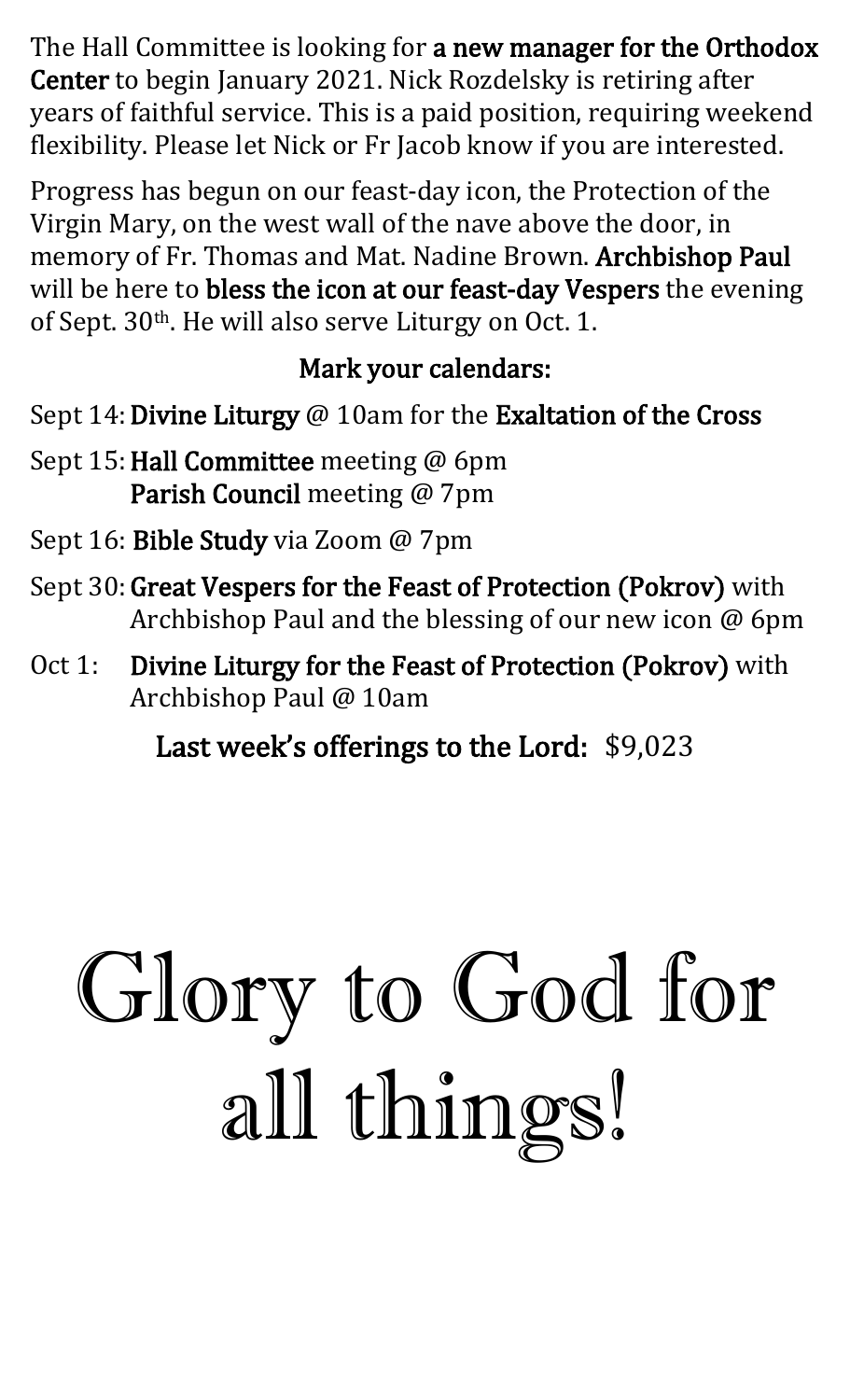The Hall Committee is looking for **a new manager for the Orthodox Center** to begin January 2021. Nick Rozdelsky is retiring after years of faithful service. This is a paid position, requiring weekend flexibility. Please let Nick or Fr Jacob know if you are interested.

Progress has begun on our feast-day icon, the Protection of the Virgin Mary, on the west wall of the nave above the door, in memory of Fr. Thomas and Mat. Nadine Brown. **Archbishop Paul** will be here to **bless the icon at our feast-day Vespers** the evening of Sept. 30th. He will also serve Liturgy on Oct. 1.

**Mark your calendars:**

Sept 14: **Divine Liturgy** @ 10am for the **Exaltation of the Cross**

Sept 15: **Hall Committee** meeting @ 6pm
**Parish Council** meeting @ 7pm

Sept 16: **Bible Study** via Zoom @ 7pm

Sept 30: **Great Vespers for the Feast of Protection (Pokrov)** with Archbishop Paul and the blessing of our new icon @ 6pm

Oct 1: **Divine Liturgy for the Feast of Protection (Pokrov)** with Archbishop Paul @ 10am

**Last week's offerings to the Lord:** $9,023

# Glory to God for all things!